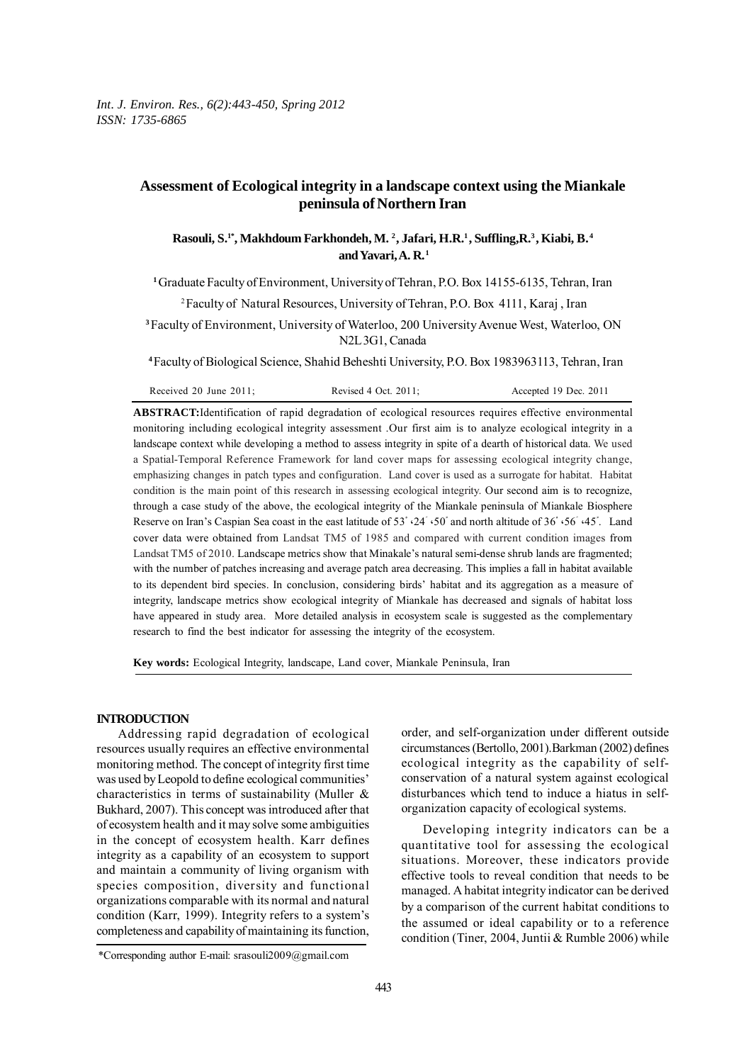*Int. J. Environ. Res., 6(2):443-450, Spring 2012*
*ISSN: 1735-6865*

# Assessment of Ecological integrity in a landscape context using the Miankale peninsula of Northern Iran

**Rasouli, S.[1*], Makhdoum Farkhondeh, M.[2], Jafari, H.R.[1], Suffling,R.[3], Kiabi, B.[4] and Yavari, A. R.[1]**

[1] Graduate Faculty of Environment, University of Tehran, P.O. Box 14155-6135, Tehran, Iran

[2] Faculty of Natural Resources, University of Tehran, P.O. Box 4111, Karaj , Iran

[3] Faculty of Environment, University of Waterloo, 200 University Avenue West, Waterloo, ON N2L 3G1, Canada

[4] Faculty of Biological Science, Shahid Beheshti University, P.O. Box 1983963113, Tehran, Iran

Received 20 June 2011; Revised 4 Oct. 2011; Accepted 19 Dec. 2011

**ABSTRACT:** Identification of rapid degradation of ecological resources requires effective environmental monitoring including ecological integrity assessment .Our first aim is to analyze ecological integrity in a landscape context while developing a method to assess integrity in spite of a dearth of historical data. We used a Spatial-Temporal Reference Framework for land cover maps for assessing ecological integrity change, emphasizing changes in patch types and configuration. Land cover is used as a surrogate for habitat. Habitat condition is the main point of this research in assessing ecological integrity. Our second aim is to recognize, through a case study of the above, the ecological integrity of the Miankale peninsula of Miankale Biosphere Reserve on Iran's Caspian Sea coast in the east latitude of 53˚ ‹24΄ ‹50˝ and north altitude of 36˚ ‹56΄ ‹45˝. Land cover data were obtained from Landsat TM5 of 1985 and compared with current condition images from Landsat TM5 of 2010. Landscape metrics show that Minakale's natural semi-dense shrub lands are fragmented; with the number of patches increasing and average patch area decreasing. This implies a fall in habitat available to its dependent bird species. In conclusion, considering birds' habitat and its aggregation as a measure of integrity, landscape metrics show ecological integrity of Miankale has decreased and signals of habitat loss have appeared in study area. More detailed analysis in ecosystem scale is suggested as the complementary research to find the best indicator for assessing the integrity of the ecosystem.

**Key words:** Ecological Integrity, landscape, Land cover, Miankale Peninsula, Iran

## INTRODUCTION

Addressing rapid degradation of ecological resources usually requires an effective environmental monitoring method. The concept of integrity first time was used by Leopold to define ecological communities' characteristics in terms of sustainability (Muller & Bukhard, 2007). This concept was introduced after that of ecosystem health and it may solve some ambiguities in the concept of ecosystem health. Karr defines integrity as a capability of an ecosystem to support and maintain a community of living organism with species composition, diversity and functional organizations comparable with its normal and natural condition (Karr, 1999). Integrity refers to a system's completeness and capability of maintaining its function, order, and self-organization under different outside circumstances (Bertollo, 2001). Barkman (2002) defines ecological integrity as the capability of self-conservation of a natural system against ecological disturbances which tend to induce a hiatus in self-organization capacity of ecological systems.

Developing integrity indicators can be a quantitative tool for assessing the ecological situations. Moreover, these indicators provide effective tools to reveal condition that needs to be managed. A habitat integrity indicator can be derived by a comparison of the current habitat conditions to the assumed or ideal capability or to a reference condition (Tiner, 2004, Juntii & Rumble 2006) while

*Corresponding author E-mail: srasouli2009@gmail.com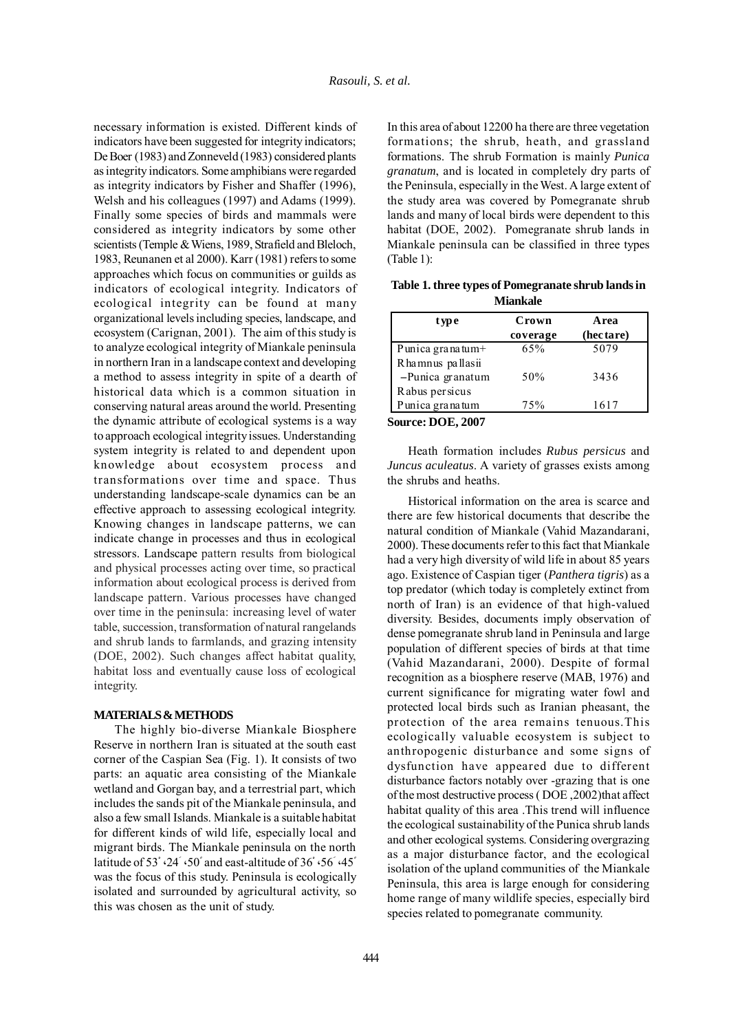necessary information is existed. Different kinds of indicators have been suggested for integrity indicators; De Boer (1983) and Zonneveld (1983) considered plants as integrity indicators. Some amphibians were regarded as integrity indicators by Fisher and Shaffer (1996), Welsh and his colleagues (1997) and Adams (1999). Finally some species of birds and mammals were considered as integrity indicators by some other scientists (Temple & Wiens, 1989, Strafield and Bleloch, 1983, Reunanen et al 2000). Karr (1981) refers to some approaches which focus on communities or guilds as indicators of ecological integrity. Indicators of ecological integrity can be found at many organizational levels including species, landscape, and ecosystem (Carignan, 2001). The aim of this study is to analyze ecological integrity of Miankale peninsula in northern Iran in a landscape context and developing a method to assess integrity in spite of a dearth of historical data which is a common situation in conserving natural areas around the world. Presenting the dynamic attribute of ecological systems is a way to approach ecological integrity issues. Understanding system integrity is related to and dependent upon knowledge about ecosystem process and transformations over time and space. Thus understanding landscape-scale dynamics can be an effective approach to assessing ecological integrity. Knowing changes in landscape patterns, we can indicate change in processes and thus in ecological stressors. Landscape pattern results from biological and physical processes acting over time, so practical information about ecological process is derived from landscape pattern. Various processes have changed over time in the peninsula: increasing level of water table, succession, transformation of natural rangelands and shrub lands to farmlands, and grazing intensity (DOE, 2002). Such changes affect habitat quality, habitat loss and eventually cause loss of ecological integrity.

## MATERIALS & METHODS

The highly bio-diverse Miankale Biosphere Reserve in northern Iran is situated at the south east corner of the Caspian Sea (Fig. 1). It consists of two parts: an aquatic area consisting of the Miankale wetland and Gorgan bay, and a terrestrial part, which includes the sands pit of the Miankale peninsula, and also a few small Islands. Miankale is a suitable habitat for different kinds of wild life, especially local and migrant birds. The Miankale peninsula on the north latitude of 53° ،24´ ،50´ and east-altitude of 36° ،56´ ،45´ was the focus of this study. Peninsula is ecologically isolated and surrounded by agricultural activity, so this was chosen as the unit of study.

In this area of about 12200 ha there are three vegetation formations; the shrub, heath, and grassland formations. The shrub Formation is mainly *Punica granatum*, and is located in completely dry parts of the Peninsula, especially in the West. A large extent of the study area was covered by Pomegranate shrub lands and many of local birds were dependent to this habitat (DOE, 2002). Pomegranate shrub lands in Miankale peninsula can be classified in three types (Table 1):

**Table 1. three types of Pomegranate shrub lands in Miankale**

| type | Crown coverage | Area (hectare) |
|---|---|---|
| Punica granatum+ Rhamnus pallasii | 65% | 5079 |
| –Punica granatum Rabus persicus | 50% | 3436 |
| Punica granatum | 75% | 1617 |

**Source: DOE, 2007**

Heath formation includes *Rubus persicus* and *Juncus aculeatus*. A variety of grasses exists among the shrubs and heaths.

Historical information on the area is scarce and there are few historical documents that describe the natural condition of Miankale (Vahid Mazandarani, 2000). These documents refer to this fact that Miankale had a very high diversity of wild life in about 85 years ago. Existence of Caspian tiger (*Panthera tigris*) as a top predator (which today is completely extinct from north of Iran) is an evidence of that high-valued diversity. Besides, documents imply observation of dense pomegranate shrub land in Peninsula and large population of different species of birds at that time (Vahid Mazandarani, 2000). Despite of formal recognition as a biosphere reserve (MAB, 1976) and current significance for migrating water fowl and protected local birds such as Iranian pheasant, the protection of the area remains tenuous.This ecologically valuable ecosystem is subject to anthropogenic disturbance and some signs of dysfunction have appeared due to different disturbance factors notably over -grazing that is one of the most destructive process ( DOE ,2002)that affect habitat quality of this area .This trend will influence the ecological sustainability of the Punica shrub lands and other ecological systems. Considering overgrazing as a major disturbance factor, and the ecological isolation of the upland communities of the Miankale Peninsula, this area is large enough for considering home range of many wildlife species, especially bird species related to pomegranate community.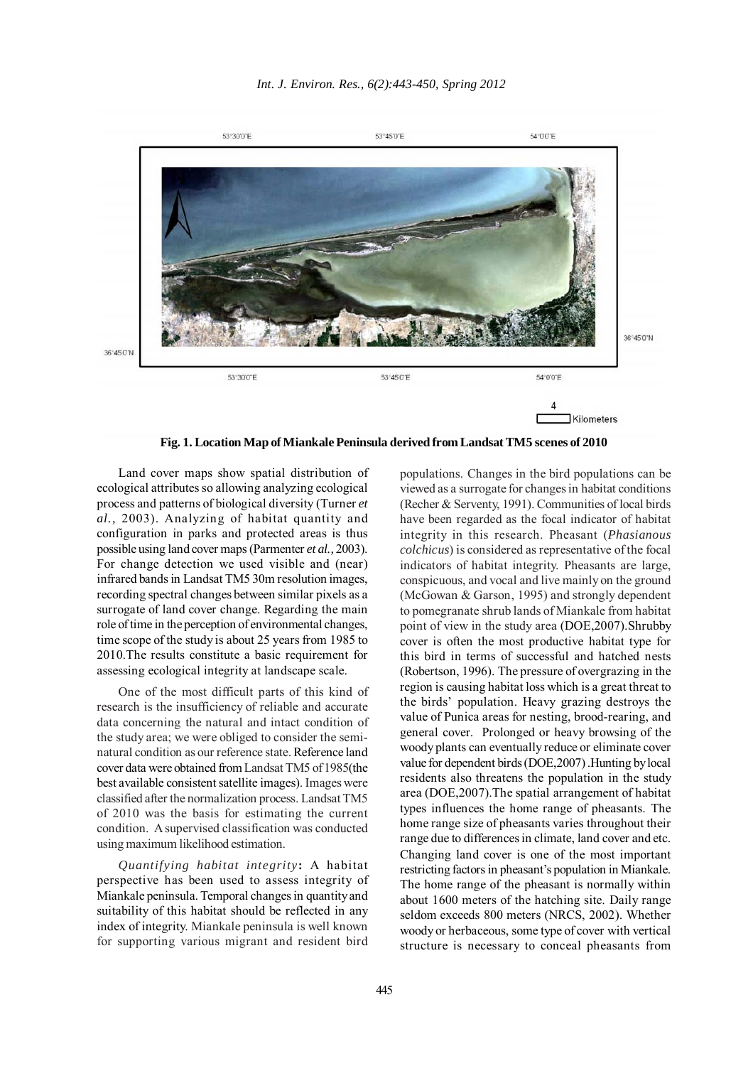53°30'0"E
53°45'0"E
54°0'0"E
36°45'0"N
36°45'0"N
53°30'0"E
53°45'0"E
54°0'0"E
4
Kilometers

**Fig. 1. Location Map of Miankale Peninsula derived from Landsat TM5 scenes of 2010**

Land cover maps show spatial distribution of ecological attributes so allowing analyzing ecological process and patterns of biological diversity (Turner *et al.,* 2003). Analyzing of habitat quantity and configuration in parks and protected areas is thus possible using land cover maps (Parmenter *et al.,* 2003). For change detection we used visible and (near) infrared bands in Landsat TM5 30m resolution images, recording spectral changes between similar pixels as a surrogate of land cover change. Regarding the main role of time in the perception of environmental changes, time scope of the study is about 25 years from 1985 to 2010.The results constitute a basic requirement for assessing ecological integrity at landscape scale.

One of the most difficult parts of this kind of research is the insufficiency of reliable and accurate data concerning the natural and intact condition of the study area; we were obliged to consider the semi-natural condition as our reference state. Reference land cover data were obtained from Landsat TM5 of 1985(the best available consistent satellite images). Images were classified after the normalization process. Landsat TM5 of 2010 was the basis for estimating the current condition. A supervised classification was conducted using maximum likelihood estimation.

*Quantifying habitat integrity***:** A habitat perspective has been used to assess integrity of Miankale peninsula. Temporal changes in quantity and suitability of this habitat should be reflected in any index of integrity. Miankale peninsula is well known for supporting various migrant and resident bird populations. Changes in the bird populations can be viewed as a surrogate for changes in habitat conditions (Recher & Serventy, 1991). Communities of local birds have been regarded as the focal indicator of habitat integrity in this research. Pheasant (*Phasianous colchicus*) is considered as representative of the focal indicators of habitat integrity. Pheasants are large, conspicuous, and vocal and live mainly on the ground (McGowan & Garson, 1995) and strongly dependent to pomegranate shrub lands of Miankale from habitat point of view in the study area (DOE,2007).Shrubby cover is often the most productive habitat type for this bird in terms of successful and hatched nests (Robertson, 1996). The pressure of overgrazing in the region is causing habitat loss which is a great threat to the birds' population. Heavy grazing destroys the value of Punica areas for nesting, brood-rearing, and general cover. Prolonged or heavy browsing of the woody plants can eventually reduce or eliminate cover value for dependent birds (DOE,2007) .Hunting by local residents also threatens the population in the study area (DOE,2007).The spatial arrangement of habitat types influences the home range of pheasants. The home range size of pheasants varies throughout their range due to differences in climate, land cover and etc. Changing land cover is one of the most important restricting factors in pheasant's population in Miankale. The home range of the pheasant is normally within about 1600 meters of the hatching site. Daily range seldom exceeds 800 meters (NRCS, 2002). Whether woody or herbaceous, some type of cover with vertical structure is necessary to conceal pheasants from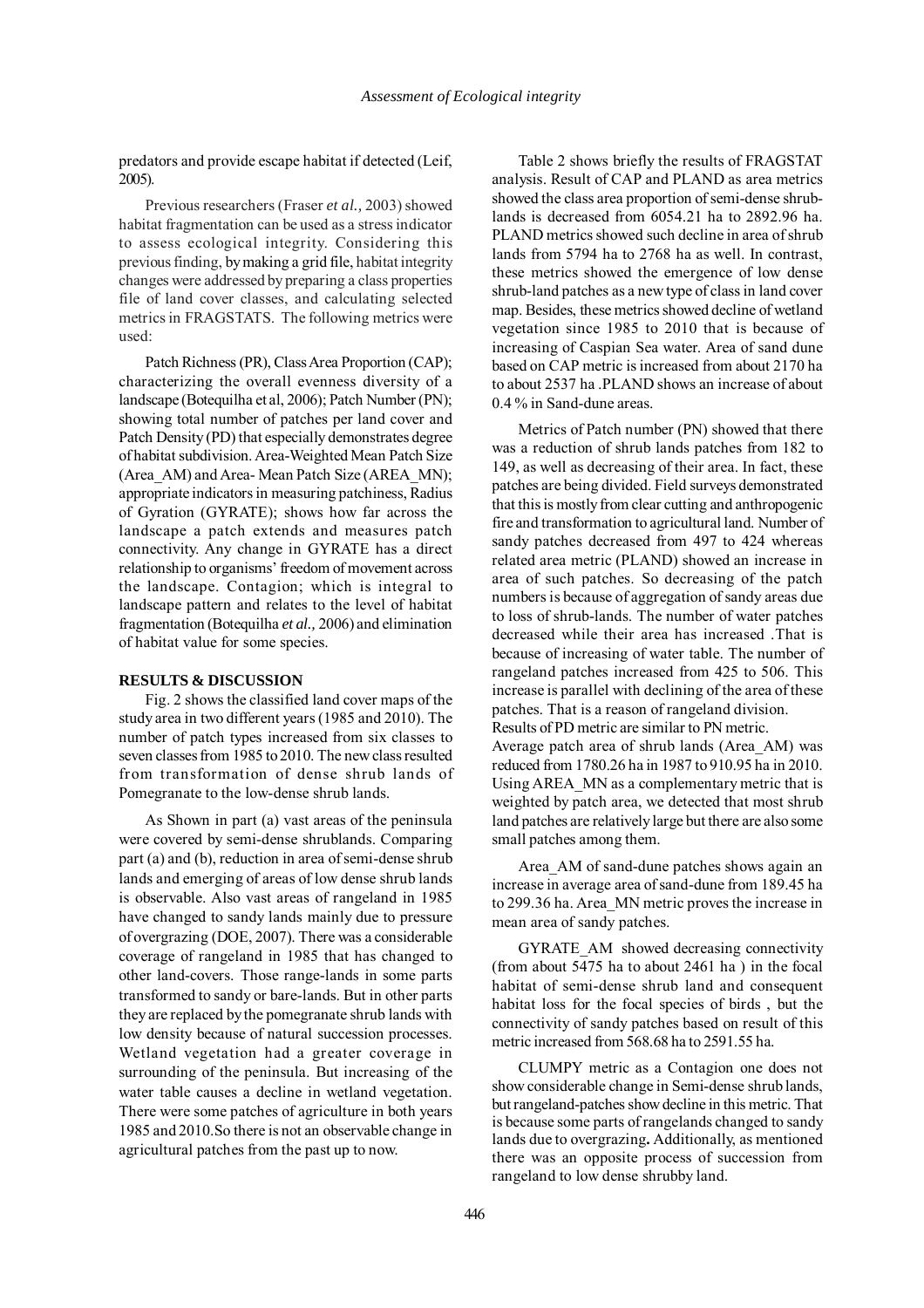predators and provide escape habitat if detected (Leif, 2005).

Previous researchers (Fraser *et al.,* 2003) showed habitat fragmentation can be used as a stress indicator to assess ecological integrity. Considering this previous finding, by making a grid file, habitat integrity changes were addressed by preparing a class properties file of land cover classes, and calculating selected metrics in FRAGSTATS. The following metrics were used:

Patch Richness (PR), Class Area Proportion (CAP); characterizing the overall evenness diversity of a landscape (Botequilha et al, 2006); Patch Number (PN); showing total number of patches per land cover and Patch Density (PD) that especially demonstrates degree of habitat subdivision. Area-Weighted Mean Patch Size (Area_AM) and Area- Mean Patch Size (AREA_MN); appropriate indicators in measuring patchiness, Radius of Gyration (GYRATE); shows how far across the landscape a patch extends and measures patch connectivity. Any change in GYRATE has a direct relationship to organisms' freedom of movement across the landscape. Contagion; which is integral to landscape pattern and relates to the level of habitat fragmentation (Botequilha *et al.,* 2006) and elimination of habitat value for some species.

**RESULTS & DISCUSSION**

Fig. 2 shows the classified land cover maps of the study area in two different years (1985 and 2010). The number of patch types increased from six classes to seven classes from 1985 to 2010. The new class resulted from transformation of dense shrub lands of Pomegranate to the low-dense shrub lands.

As Shown in part (a) vast areas of the peninsula were covered by semi-dense shrublands. Comparing part (a) and (b), reduction in area of semi-dense shrub lands and emerging of areas of low dense shrub lands is observable. Also vast areas of rangeland in 1985 have changed to sandy lands mainly due to pressure of overgrazing (DOE, 2007). There was a considerable coverage of rangeland in 1985 that has changed to other land-covers. Those range-lands in some parts transformed to sandy or bare-lands. But in other parts they are replaced by the pomegranate shrub lands with low density because of natural succession processes. Wetland vegetation had a greater coverage in surrounding of the peninsula. But increasing of the water table causes a decline in wetland vegetation. There were some patches of agriculture in both years 1985 and 2010.So there is not an observable change in agricultural patches from the past up to now.

Table 2 shows briefly the results of FRAGSTAT analysis. Result of CAP and PLAND as area metrics showed the class area proportion of semi-dense shrub-lands is decreased from 6054.21 ha to 2892.96 ha. PLAND metrics showed such decline in area of shrub lands from 5794 ha to 2768 ha as well. In contrast, these metrics showed the emergence of low dense shrub-land patches as a new type of class in land cover map. Besides, these metrics showed decline of wetland vegetation since 1985 to 2010 that is because of increasing of Caspian Sea water. Area of sand dune based on CAP metric is increased from about 2170 ha to about 2537 ha .PLAND shows an increase of about 0.4 % in Sand-dune areas.

Metrics of Patch number (PN) showed that there was a reduction of shrub lands patches from 182 to 149, as well as decreasing of their area. In fact, these patches are being divided. Field surveys demonstrated that this is mostly from clear cutting and anthropogenic fire and transformation to agricultural land. Number of sandy patches decreased from 497 to 424 whereas related area metric (PLAND) showed an increase in area of such patches. So decreasing of the patch numbers is because of aggregation of sandy areas due to loss of shrub-lands. The number of water patches decreased while their area has increased .That is because of increasing of water table. The number of rangeland patches increased from 425 to 506. This increase is parallel with declining of the area of these patches. That is a reason of rangeland division. Results of PD metric are similar to PN metric.

Average patch area of shrub lands (Area_AM) was reduced from 1780.26 ha in 1987 to 910.95 ha in 2010. Using AREA_MN as a complementary metric that is weighted by patch area, we detected that most shrub land patches are relatively large but there are also some small patches among them.

Area_AM of sand-dune patches shows again an increase in average area of sand-dune from 189.45 ha to 299.36 ha. Area_MN metric proves the increase in mean area of sandy patches.

GYRATE_AM showed decreasing connectivity (from about 5475 ha to about 2461 ha ) in the focal habitat of semi-dense shrub land and consequent habitat loss for the focal species of birds , but the connectivity of sandy patches based on result of this metric increased from 568.68 ha to 2591.55 ha.

CLUMPY metric as a Contagion one does not show considerable change in Semi-dense shrub lands, but rangeland-patches show decline in this metric. That is because some parts of rangelands changed to sandy lands due to overgrazing**.** Additionally, as mentioned there was an opposite process of succession from rangeland to low dense shrubby land.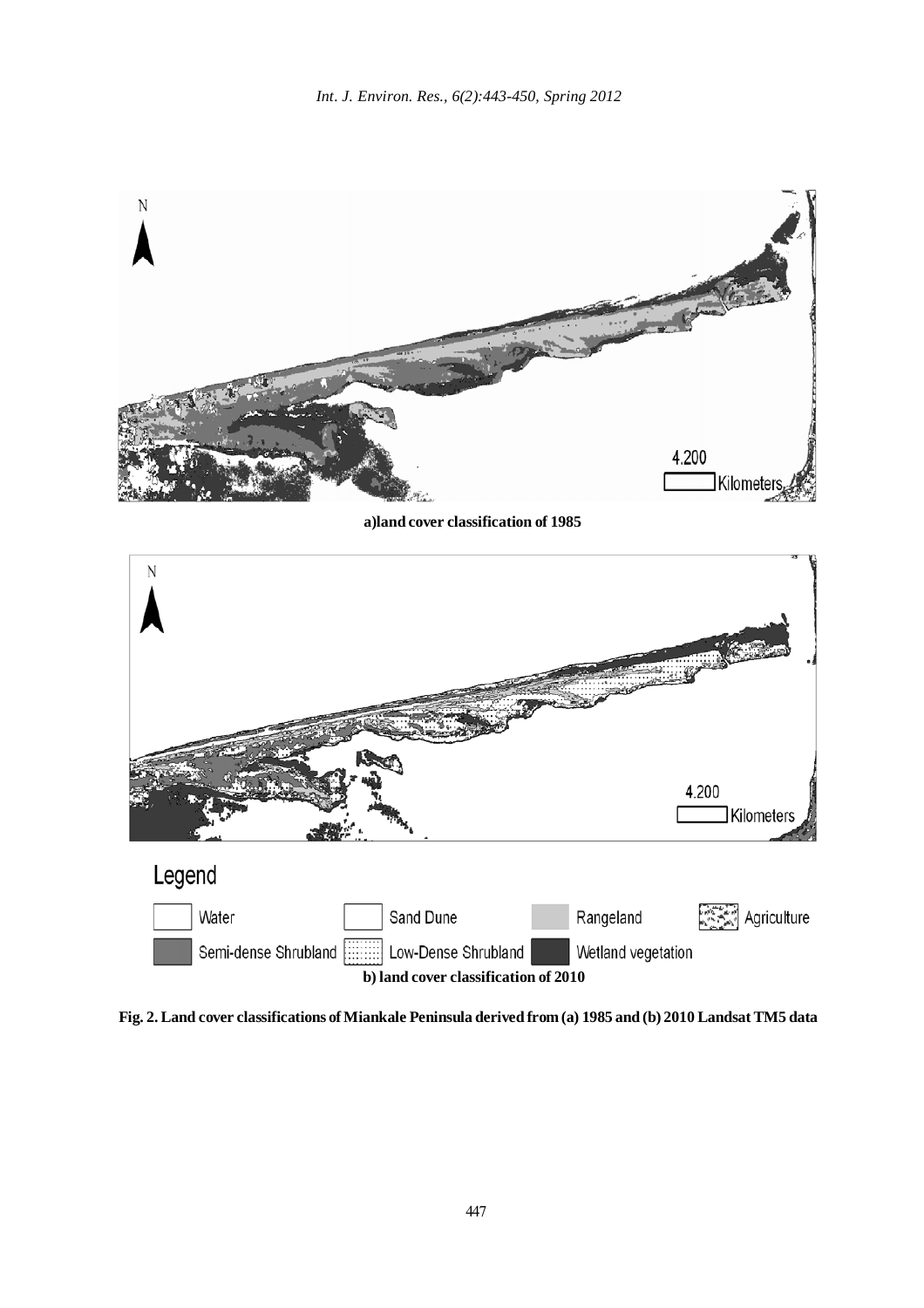N

4.200
Kilometers

a)land cover classification of 1985

N

4.200
Kilometers

Legend

Water
Sand Dune
Rangeland
Agriculture
Semi-dense Shrubland
Low-Dense Shrubland
Wetland vegetation

b) land cover classification of 2010

**Fig. 2. Land cover classifications of Miankale Peninsula derived from (a) 1985 and (b) 2010 Landsat TM5 data**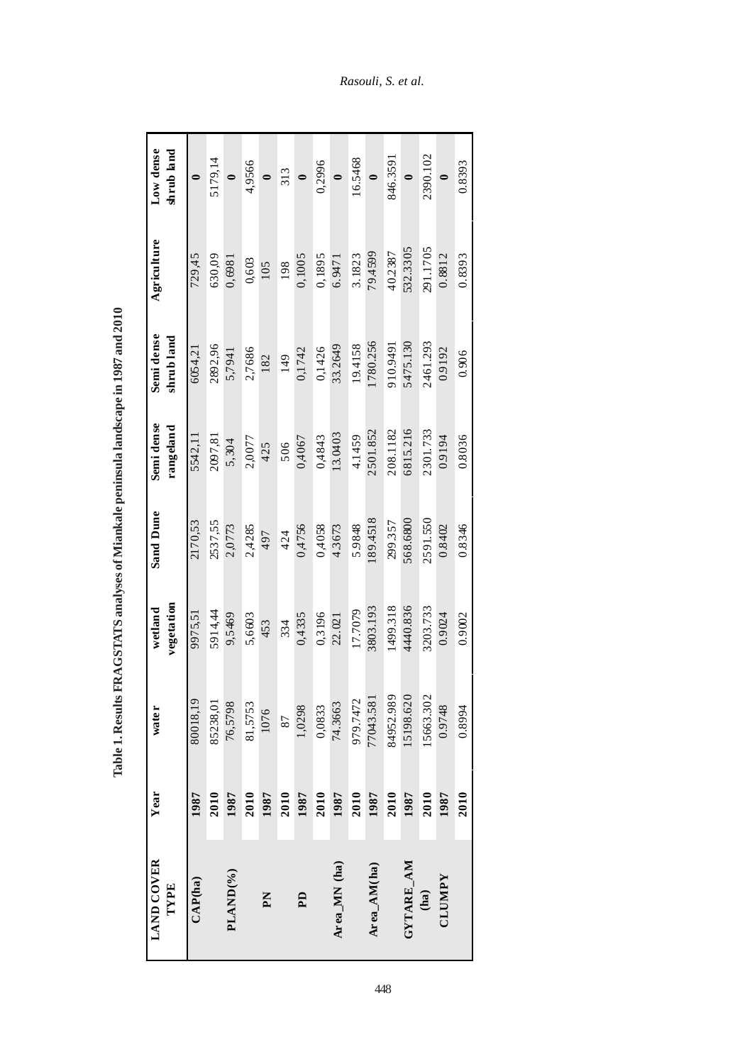**Table 1.** Results FRAGSTATS analyses of Miankale peninsula landscape in 1987 and 2010

| LAND COVER TYPE | Year | water | wetland vegetation | Sand Dune | Semi dense rangeland | Semi dense shrub land | Agriculture | Low dense shrub land |
|---|---|---|---|---|---|---|---|---|
| CAP(ha) | 1987 | 80018,19 | 9975,51 | 2170,53 | 5542,11 | 6054,21 | 729,45 | 0 |
| | 2010 | 85238,01 | 5914,44 | 2537,55 | 2097,81 | 2892,96 | 630,09 | 5179,14 |
| PLAND(%) | 1987 | 76,5798 | 9,5469 | 2,0773 | 5,304 | 5,7941 | 0,6981 | 0 |
| | 2010 | 81,5753 | 5,6603 | 2,4285 | 2,0077 | 2,7686 | 0,603 | 4,9566 |
| PN | 1987 | 1076 | 453 | 497 | 425 | 182 | 105 | 0 |
| | 2010 | 87 | 334 | 424 | 506 | 149 | 198 | 313 |
| PD | 1987 | 1,0298 | 0,4335 | 0,4756 | 0,4067 | 0,1742 | 0,1005 | 0 |
| | 2010 | 0,0833 | 0,3196 | 0,4058 | 0,4843 | 0,1426 | 0,1895 | 0,2996 |
| Area_MN (ha) | 1987 | 74.3663 | 22.021 | 4.3673 | 13.0403 | 33.2649 | 6.9471 | 0 |
| | 2010 | 979.7472 | 17.7079 | 5.9848 | 4.1459 | 19.4158 | 3.1823 | 16.5468 |
| Area_AM(ha) | 1987 | 77043.581 | 3803.193 | 189.4518 | 2501.852 | 1780.256 | 79.4599 | 0 |
| | 2010 | 84952.989 | 1499.318 | 299.357 | 208.1182 | 910.9491 | 40.2387 | 846.3591 |
| GYTARE_AM (ha) | 1987 | 15198.620 | 4440.836 | 568.6800 | 6815.216 | 5475.130 | 532.3305 | 0 |
| | 2010 | 15663.302 | 3203.733 | 2591.550 | 2301.733 | 2461.293 | 291.1705 | 2390.102 |
| CLUMPY | 1987 | 0.9748 | 0.9024 | 0.8402 | 0.9194 | 0.9192 | 0.8812 | 0 |
| | 2010 | 0.8994 | 0.9002 | 0.8346 | 0.8036 | 0.906 | 0.8393 | 0.8393 |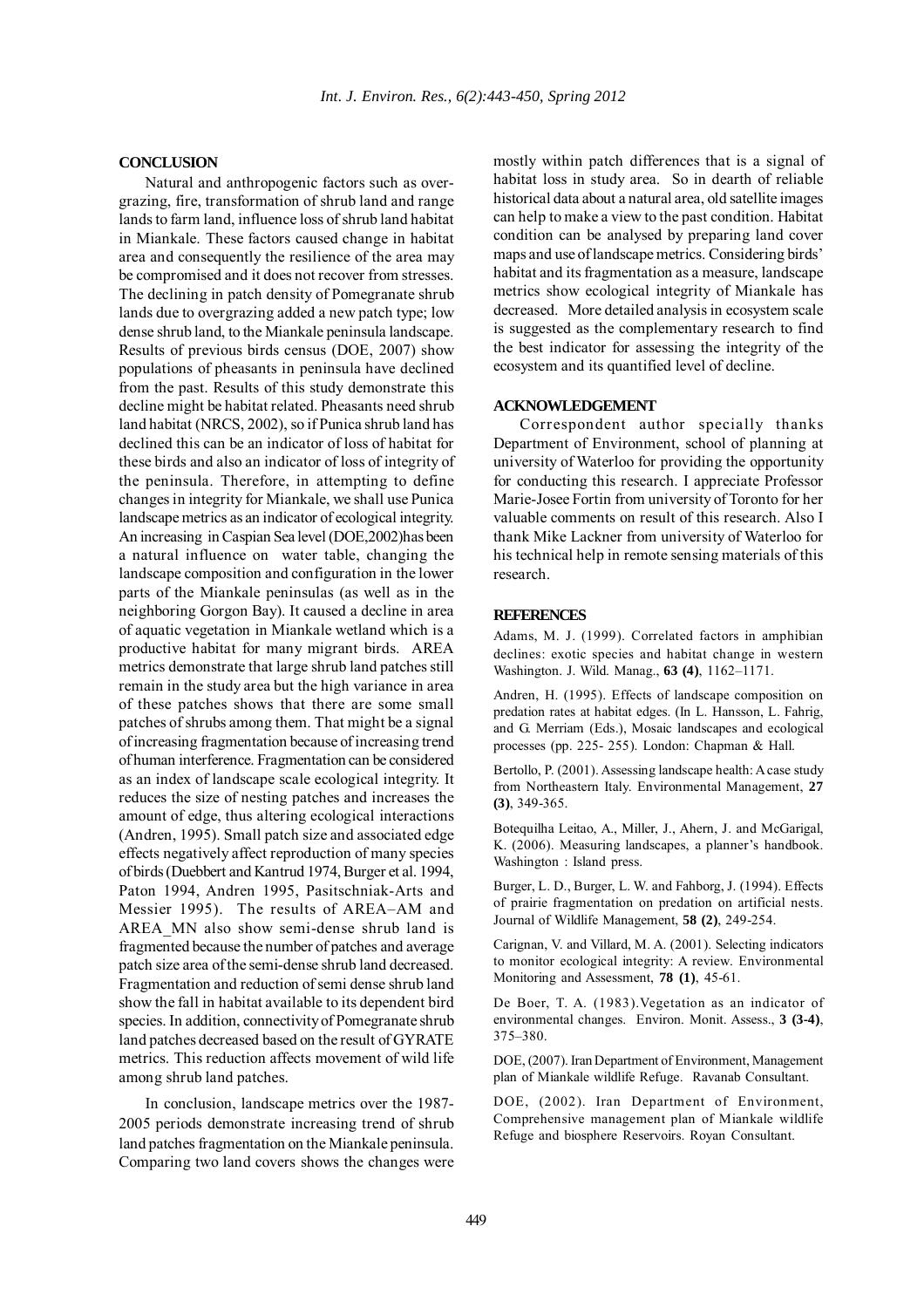## CONCLUSION

Natural and anthropogenic factors such as overgrazing, fire, transformation of shrub land and range lands to farm land, influence loss of shrub land habitat in Miankale. These factors caused change in habitat area and consequently the resilience of the area may be compromised and it does not recover from stresses. The declining in patch density of Pomegranate shrub lands due to overgrazing added a new patch type; low dense shrub land, to the Miankale peninsula landscape. Results of previous birds census (DOE, 2007) show populations of pheasants in peninsula have declined from the past. Results of this study demonstrate this decline might be habitat related. Pheasants need shrub land habitat (NRCS, 2002), so if Punica shrub land has declined this can be an indicator of loss of habitat for these birds and also an indicator of loss of integrity of the peninsula. Therefore, in attempting to define changes in integrity for Miankale, we shall use Punica landscape metrics as an indicator of ecological integrity. An increasing in Caspian Sea level (DOE,2002)has been a natural influence on water table, changing the landscape composition and configuration in the lower parts of the Miankale peninsulas (as well as in the neighboring Gorgon Bay). It caused a decline in area of aquatic vegetation in Miankale wetland which is a productive habitat for many migrant birds. AREA metrics demonstrate that large shrub land patches still remain in the study area but the high variance in area of these patches shows that there are some small patches of shrubs among them. That might be a signal of increasing fragmentation because of increasing trend of human interference. Fragmentation can be considered as an index of landscape scale ecological integrity. It reduces the size of nesting patches and increases the amount of edge, thus altering ecological interactions (Andren, 1995). Small patch size and associated edge effects negatively affect reproduction of many species of birds (Duebbert and Kantrud 1974, Burger et al. 1994, Paton 1994, Andren 1995, Pasitschniak-Arts and Messier 1995). The results of AREA–AM and AREA_MN also show semi-dense shrub land is fragmented because the number of patches and average patch size area of the semi-dense shrub land decreased. Fragmentation and reduction of semi dense shrub land show the fall in habitat available to its dependent bird species. In addition, connectivity of Pomegranate shrub land patches decreased based on the result of GYRATE metrics. This reduction affects movement of wild life among shrub land patches.

In conclusion, landscape metrics over the 1987-2005 periods demonstrate increasing trend of shrub land patches fragmentation on the Miankale peninsula. Comparing two land covers shows the changes were mostly within patch differences that is a signal of habitat loss in study area. So in dearth of reliable historical data about a natural area, old satellite images can help to make a view to the past condition. Habitat condition can be analysed by preparing land cover maps and use of landscape metrics. Considering birds' habitat and its fragmentation as a measure, landscape metrics show ecological integrity of Miankale has decreased. More detailed analysis in ecosystem scale is suggested as the complementary research to find the best indicator for assessing the integrity of the ecosystem and its quantified level of decline.

## ACKNOWLEDGEMENT

Correspondent author specially thanks Department of Environment, school of planning at university of Waterloo for providing the opportunity for conducting this research. I appreciate Professor Marie-Josee Fortin from university of Toronto for her valuable comments on result of this research. Also I thank Mike Lackner from university of Waterloo for his technical help in remote sensing materials of this research.

## REFERENCES

Adams, M. J. (1999). Correlated factors in amphibian declines: exotic species and habitat change in western Washington. J. Wild. Manag., **63 (4)**, 1162–1171.

Andren, H. (1995). Effects of landscape composition on predation rates at habitat edges. (In L. Hansson, L. Fahrig, and G. Merriam (Eds.), Mosaic landscapes and ecological processes (pp. 225- 255). London: Chapman & Hall.

Bertollo, P. (2001). Assessing landscape health: A case study from Northeastern Italy. Environmental Management, **27 (3)**, 349-365.

Botequilha Leitao, A., Miller, J., Ahern, J. and McGarigal, K. (2006). Measuring landscapes, a planner's handbook. Washington : Island press.

Burger, L. D., Burger, L. W. and Fahborg, J. (1994). Effects of prairie fragmentation on predation on artificial nests. Journal of Wildlife Management, **58 (2)**, 249-254.

Carignan, V. and Villard, M. A. (2001). Selecting indicators to monitor ecological integrity: A review. Environmental Monitoring and Assessment, **78 (1)**, 45-61.

De Boer, T. A. (1983).Vegetation as an indicator of environmental changes. Environ. Monit. Assess., **3 (3-4)**, 375–380.

DOE, (2007). Iran Department of Environment, Management plan of Miankale wildlife Refuge. Ravanab Consultant.

DOE, (2002). Iran Department of Environment, Comprehensive management plan of Miankale wildlife Refuge and biosphere Reservoirs. Royan Consultant.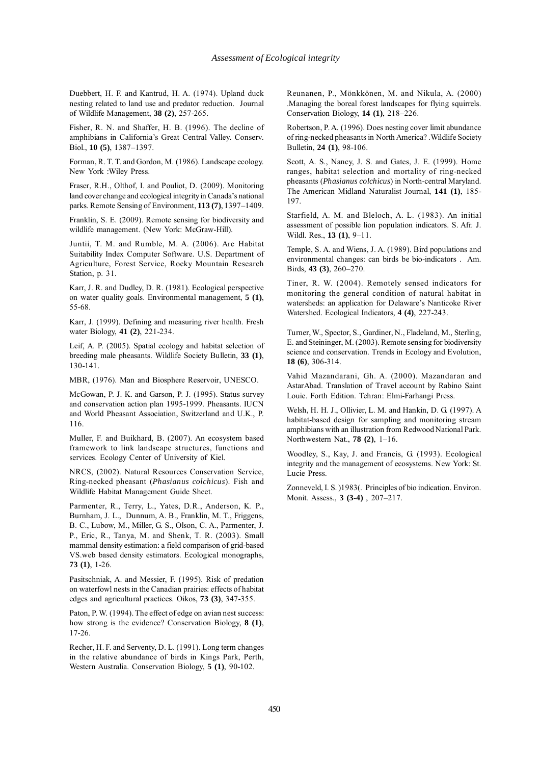Duebbert, H. F. and Kantrud, H. A. (1974). Upland duck nesting related to land use and predator reduction. Journal of Wildlife Management, **38 (2)**, 257-265.

Fisher, R. N. and Shaffer, H. B. (1996). The decline of amphibians in California's Great Central Valley. Conserv. Biol., **10 (5)**, 1387–1397.

Forman, R. T. T. and Gordon, M. (1986). Landscape ecology. New York :Wiley Press.

Fraser, R.H., Olthof, I. and Pouliot, D. (2009). Monitoring land cover change and ecological integrity in Canada's national parks. Remote Sensing of Environment, **113 (7)**, 1397–1409.

Franklin, S. E. (2009). Remote sensing for biodiversity and wildlife management. (New York: McGraw-Hill).

Juntii, T. M. and Rumble, M. A. (2006). Arc Habitat Suitability Index Computer Software. U.S. Department of Agriculture, Forest Service, Rocky Mountain Research Station, p. 31.

Karr, J. R. and Dudley, D. R. (1981). Ecological perspective on water quality goals. Environmental management, **5 (1)**, 55-68.

Karr, J. (1999). Defining and measuring river health. Fresh water Biology, **41 (2)**, 221-234.

Leif, A. P. (2005). Spatial ecology and habitat selection of breeding male pheasants. Wildlife Society Bulletin, **33 (1)**, 130-141.

MBR, (1976). Man and Biosphere Reservoir, UNESCO.

McGowan, P. J. K. and Garson, P. J. (1995). Status survey and conservation action plan 1995-1999. Pheasants. IUCN and World Pheasant Association, Switzerland and U.K., P. 116.

Muller, F. and Buikhard, B. (2007). An ecosystem based framework to link landscape structures, functions and services. Ecology Center of University of Kiel.

NRCS, (2002). Natural Resources Conservation Service, Ring-necked pheasant (*Phasianus colchicus*). Fish and Wildlife Habitat Management Guide Sheet.

Parmenter, R., Terry, L., Yates, D.R., Anderson, K. P., Burnham, J. L., Dunnum, A. B., Franklin, M. T., Friggens, B. C., Lubow, M., Miller, G. S., Olson, C. A., Parmenter, J. P., Eric, R., Tanya, M. and Shenk, T. R. (2003). Small mammal density estimation: a field comparison of grid-based VS.web based density estimators. Ecological monographs, **73 (1)**, 1-26.

Pasitschniak, A. and Messier, F. (1995). Risk of predation on waterfowl nests in the Canadian prairies: effects of habitat edges and agricultural practices. Oikos, **73 (3)**, 347-355.

Paton, P. W. (1994). The effect of edge on avian nest success: how strong is the evidence? Conservation Biology, **8 (1)**, 17-26.

Recher, H. F. and Serventy, D. L. (1991). Long term changes in the relative abundance of birds in Kings Park, Perth, Western Australia. Conservation Biology, **5 (1)**, 90-102.

Reunanen, P., Mönkkönen, M. and Nikula, A. (2000) .Managing the boreal forest landscapes for flying squirrels. Conservation Biology, **14 (1)**, 218–226.

Robertson, P. A. (1996). Does nesting cover limit abundance of ring-necked pheasants in North America? .Wildlife Society Bulletin, **24 (1)**, 98-106.

Scott, A. S., Nancy, J. S. and Gates, J. E. (1999). Home ranges, habitat selection and mortality of ring-necked pheasants (*Phasianus colchicus*) in North-central Maryland. The American Midland Naturalist Journal, **141 (1)**, 185-197.

Starfield, A. M. and Bleloch, A. L. (1983). An initial assessment of possible lion population indicators. S. Afr. J. Wildl. Res., **13 (1)**, 9–11.

Temple, S. A. and Wiens, J. A. (1989). Bird populations and environmental changes: can birds be bio-indicators . Am. Birds, **43 (3)**, 260–270.

Tiner, R. W. (2004). Remotely sensed indicators for monitoring the general condition of natural habitat in watersheds: an application for Delaware's Nanticoke River Watershed. Ecological Indicators, **4 (4)**, 227-243.

Turner, W., Spector, S., Gardiner, N., Fladeland, M., Sterling, E. and Steininger, M. (2003). Remote sensing for biodiversity science and conservation. Trends in Ecology and Evolution, **18 (6)**, 306-314.

Vahid Mazandarani, Gh. A. (2000). Mazandaran and AstarAbad. Translation of Travel account by Rabino Saint Louie. Forth Edition. Tehran: Elmi-Farhangi Press.

Welsh, H. H. J., Ollivier, L. M. and Hankin, D. G. (1997). A habitat-based design for sampling and monitoring stream amphibians with an illustration from Redwood National Park. Northwestern Nat., **78 (2)**, 1–16.

Woodley, S., Kay, J. and Francis, G. (1993). Ecological integrity and the management of ecosystems. New York: St. Lucie Press.

Zonneveld, I. S. )1983(. Principles of bio indication. Environ. Monit. Assess., **3 (3-4)** , 207–217.